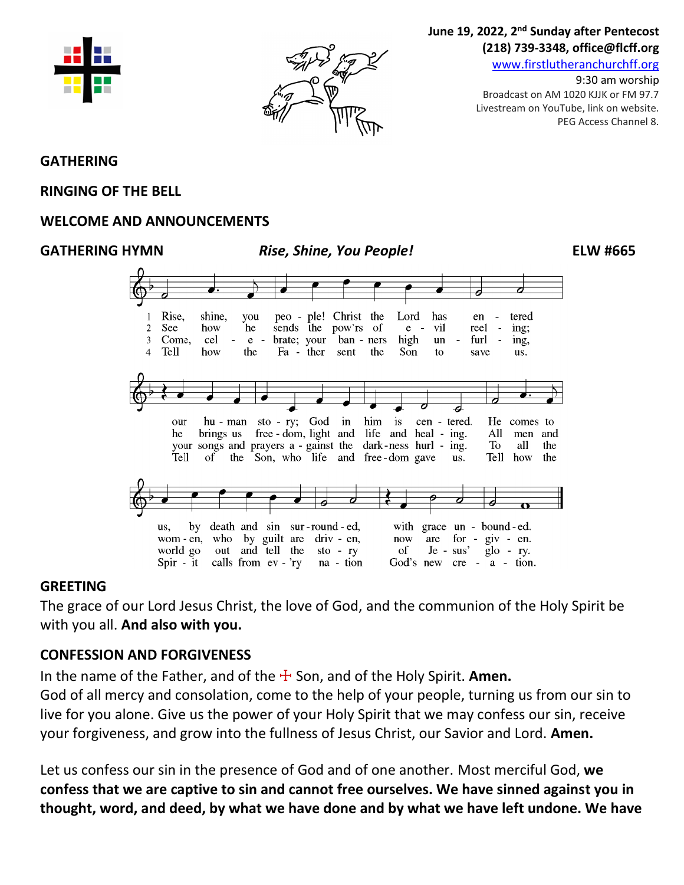June 19, 2022, 2nd Sunday after Pentecost
(218) 739-3348, office@flcff.org
www.firstlutheranchurchff.org
9:30 am worship
Broadcast on AM 1020 KJJK or FM 97.7
Livestream on YouTube, link on website.
PEG Access Channel 8.

**GATHERING**

**RINGING OF THE BELL**

**WELCOME AND ANNOUNCEMENTS**

**GATHERING HYMN** ***Rise, Shine, You People!*** **ELW #665**

1 Rise, shine, you people! Christ the Lord has entered our human story; God in him is centered. He comes to us, by death and sin surrounded, with grace unbounded.

2 See how he sends the pow'rs of evil reeling; he brings us freedom, light and life and healing. All men and women, who by guilt are driven, now are forgiven.

3 Come, celebrate; your banners high unfurling, your songs and prayers against the darkness hurling. To all the world go out and tell the story of Jesus' glory.

4 Tell how the Father sent the Son to save us. Tell of the Son, who life and freedom gave us. Tell how the Spirit calls from every nation God's new creation.

**GREETING**

The grace of our Lord Jesus Christ, the love of God, and the communion of the Holy Spirit be with you all. **And also with you.**

**CONFESSION AND FORGIVENESS**

In the name of the Father, and of the ☩ Son, and of the Holy Spirit. **Amen.**

God of all mercy and consolation, come to the help of your people, turning us from our sin to live for you alone. Give us the power of your Holy Spirit that we may confess our sin, receive your forgiveness, and grow into the fullness of Jesus Christ, our Savior and Lord. **Amen.**

Let us confess our sin in the presence of God and of one another. Most merciful God, **we confess that we are captive to sin and cannot free ourselves. We have sinned against you in thought, word, and deed, by what we have done and by what we have left undone. We have**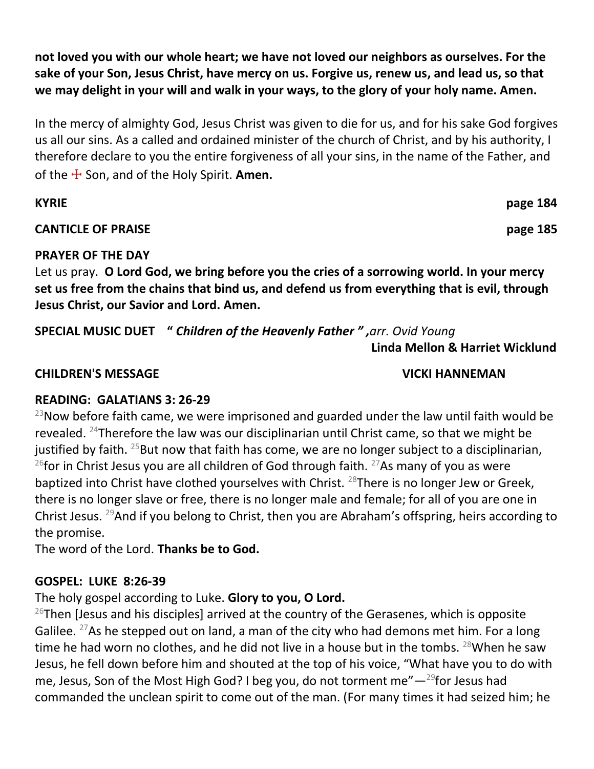**not loved you with our whole heart; we have not loved our neighbors as ourselves. For the sake of your Son, Jesus Christ, have mercy on us. Forgive us, renew us, and lead us, so that we may delight in your will and walk in your ways, to the glory of your holy name. Amen.**

In the mercy of almighty God, Jesus Christ was given to die for us, and for his sake God forgives us all our sins. As a called and ordained minister of the church of Christ, and by his authority, I therefore declare to you the entire forgiveness of all your sins, in the name of the Father, and of the ☩ Son, and of the Holy Spirit. **Amen.**

**KYRIE** **page 184**

**CANTICLE OF PRAISE** **page 185**

**PRAYER OF THE DAY**
Let us pray. **O Lord God, we bring before you the cries of a sorrowing world. In your mercy set us free from the chains that bind us, and defend us from everything that is evil, through Jesus Christ, our Savior and Lord. Amen.**

**SPECIAL MUSIC DUET " *Children of the Heavenly Father* " ,***arr. Ovid Young*
**Linda Mellon & Harriet Wicklund**

**CHILDREN'S MESSAGE** **VICKI HANNEMAN**

**READING: GALATIANS 3: 26-29**
[23]Now before faith came, we were imprisoned and guarded under the law until faith would be revealed. [24]Therefore the law was our disciplinarian until Christ came, so that we might be justified by faith. [25]But now that faith has come, we are no longer subject to a disciplinarian, [26]for in Christ Jesus you are all children of God through faith. [27]As many of you as were baptized into Christ have clothed yourselves with Christ. [28]There is no longer Jew or Greek, there is no longer slave or free, there is no longer male and female; for all of you are one in Christ Jesus. [29]And if you belong to Christ, then you are Abraham's offspring, heirs according to the promise.
The word of the Lord. **Thanks be to God.**

**GOSPEL: LUKE 8:26-39**
The holy gospel according to Luke. **Glory to you, O Lord.**
[26]Then [Jesus and his disciples] arrived at the country of the Gerasenes, which is opposite Galilee. [27]As he stepped out on land, a man of the city who had demons met him. For a long time he had worn no clothes, and he did not live in a house but in the tombs. [28]When he saw Jesus, he fell down before him and shouted at the top of his voice, "What have you to do with me, Jesus, Son of the Most High God? I beg you, do not torment me"—[29]for Jesus had commanded the unclean spirit to come out of the man. (For many times it had seized him; he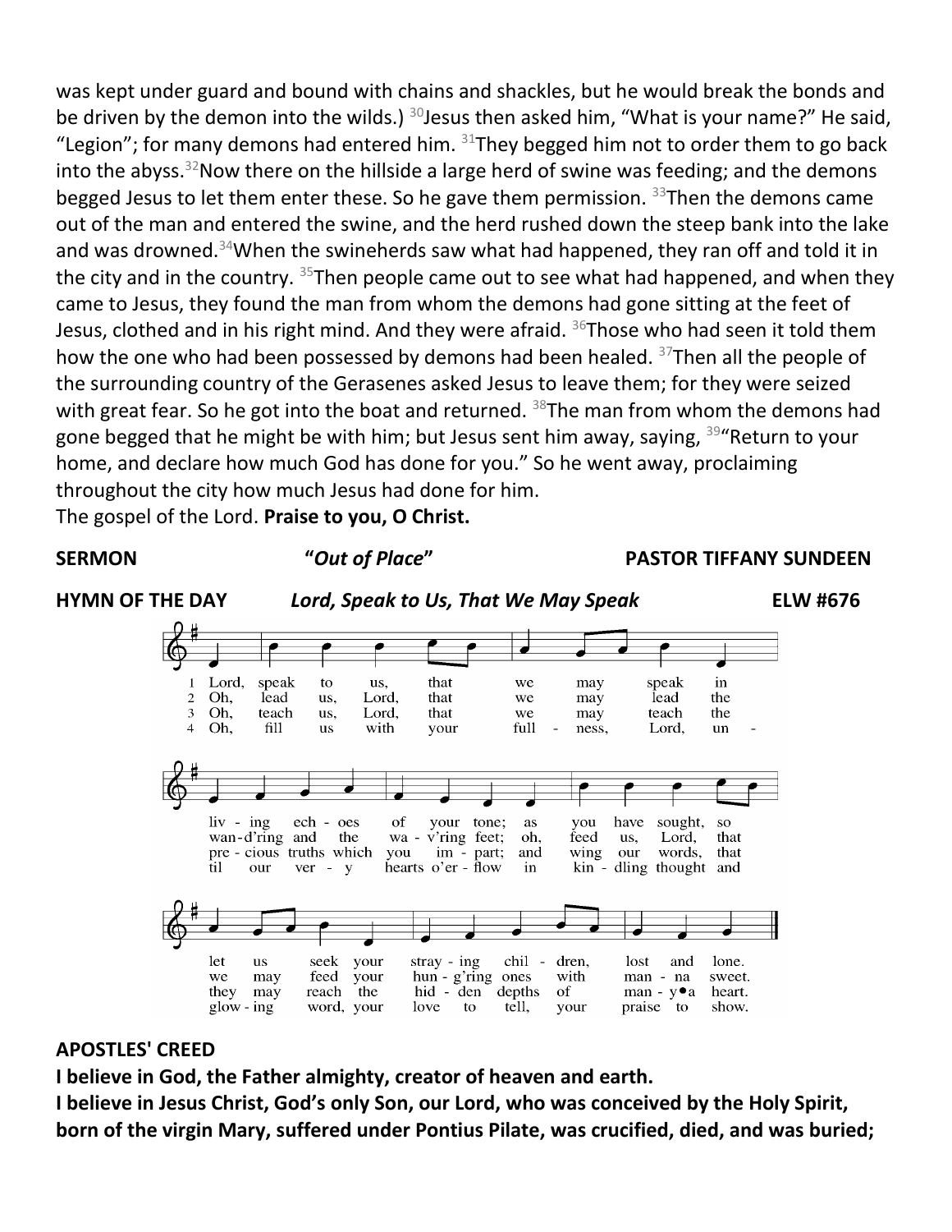was kept under guard and bound with chains and shackles, but he would break the bonds and be driven by the demon into the wilds.) [30]Jesus then asked him, “What is your name?” He said, “Legion”; for many demons had entered him. [31]They begged him not to order them to go back into the abyss.[32]Now there on the hillside a large herd of swine was feeding; and the demons begged Jesus to let them enter these. So he gave them permission. [33]Then the demons came out of the man and entered the swine, and the herd rushed down the steep bank into the lake and was drowned.[34]When the swineherds saw what had happened, they ran off and told it in the city and in the country. [35]Then people came out to see what had happened, and when they came to Jesus, they found the man from whom the demons had gone sitting at the feet of Jesus, clothed and in his right mind. And they were afraid. [36]Those who had seen it told them how the one who had been possessed by demons had been healed. [37]Then all the people of the surrounding country of the Gerasenes asked Jesus to leave them; for they were seized with great fear. So he got into the boat and returned. [38]The man from whom the demons had gone begged that he might be with him; but Jesus sent him away, saying, [39]“Return to your home, and declare how much God has done for you.” So he went away, proclaiming throughout the city how much Jesus had done for him.
The gospel of the Lord. **Praise to you, O Christ.**

**SERMON** **“*Out of Place*”** **PASTOR TIFFANY SUNDEEN**

**HYMN OF THE DAY** ***Lord, Speak to Us, That We May Speak*** **ELW #676**

1 Lord, speak to us, that we may speak in living echoes of your tone; as you have sought, so let us seek your straying children, lost and lone.

2 Oh, lead us, Lord, that we may lead the wand'ring and the wav'ring feet; oh, feed us, Lord, that we may feed your hung'ring ones with manna sweet.

3 Oh, teach us, Lord, that we may teach the precious truths which you impart; and wing our words, that they may reach the hidden depths of many a heart.

4 Oh, fill us with your fullness, Lord, until our very hearts o'erflow in kindling thought and glowing word, your love to tell, your praise to show.

**APOSTLES' CREED**

**I believe in God, the Father almighty, creator of heaven and earth.**

**I believe in Jesus Christ, God’s only Son, our Lord, who was conceived by the Holy Spirit, born of the virgin Mary, suffered under Pontius Pilate, was crucified, died, and was buried;**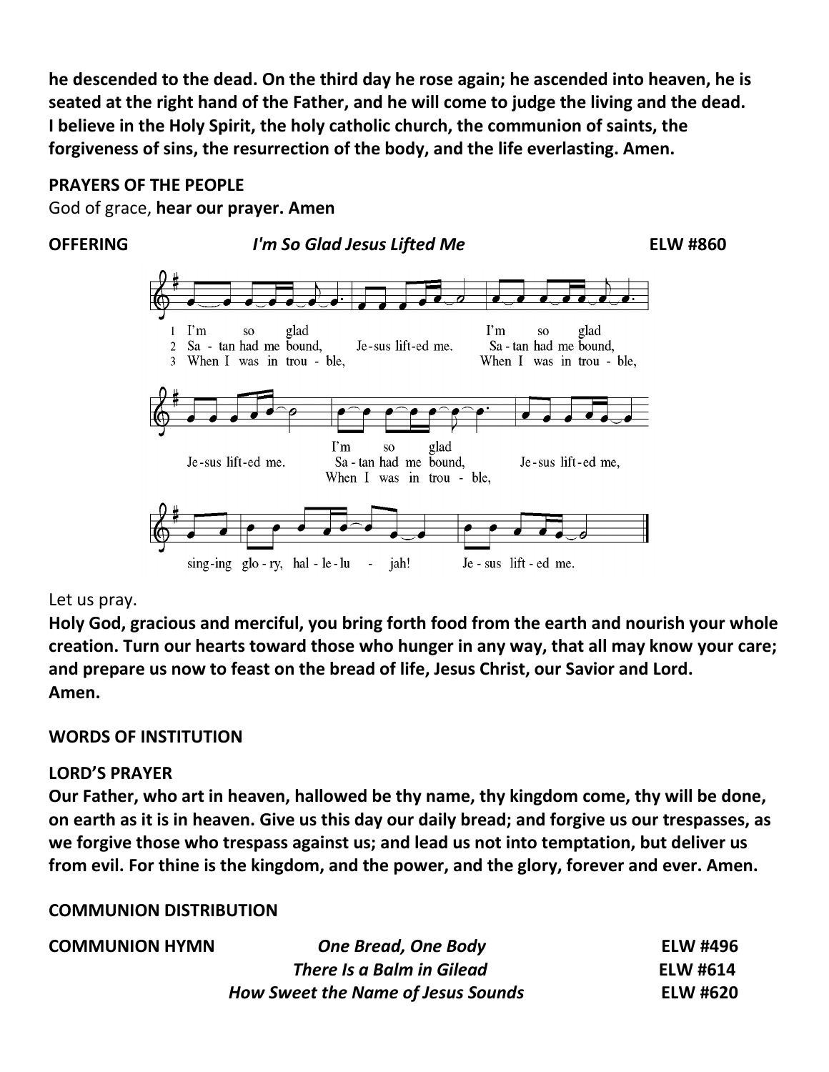**he descended to the dead. On the third day he rose again; he ascended into heaven, he is seated at the right hand of the Father, and he will come to judge the living and the dead. I believe in the Holy Spirit, the holy catholic church, the communion of saints, the forgiveness of sins, the resurrection of the body, and the life everlasting. Amen.**

**PRAYERS OF THE PEOPLE**

God of grace, **hear our prayer. Amen**

**OFFERING** ***I'm So Glad Jesus Lifted Me*** **ELW #860**

1 I'm so glad Jesus lifted me. I'm so glad Jesus lifted me. I'm so glad Jesus lifted me, singing glory, hallelujah! Jesus lifted me.

2 Satan had me bound, Jesus lifted me. Satan had me bound, Jesus lifted me. Satan had me bound, Jesus lifted me, singing glory, hallelujah! Jesus lifted me.

3 When I was in trouble, Jesus lifted me. When I was in trouble, Jesus lifted me. When I was in trouble, Jesus lifted me, singing glory, hallelujah! Jesus lifted me.

Let us pray.

**Holy God, gracious and merciful, you bring forth food from the earth and nourish your whole creation. Turn our hearts toward those who hunger in any way, that all may know your care; and prepare us now to feast on the bread of life, Jesus Christ, our Savior and Lord. Amen.**

**WORDS OF INSTITUTION**

**LORD'S PRAYER**

**Our Father, who art in heaven, hallowed be thy name, thy kingdom come, thy will be done, on earth as it is in heaven. Give us this day our daily bread; and forgive us our trespasses, as we forgive those who trespass against us; and lead us not into temptation, but deliver us from evil. For thine is the kingdom, and the power, and the glory, forever and ever. Amen.**

**COMMUNION DISTRIBUTION**

**COMMUNION HYMN** ***One Bread, One Body*** **ELW #496**

***There Is a Balm in Gilead*** **ELW #614**

***How Sweet the Name of Jesus Sounds*** **ELW #620**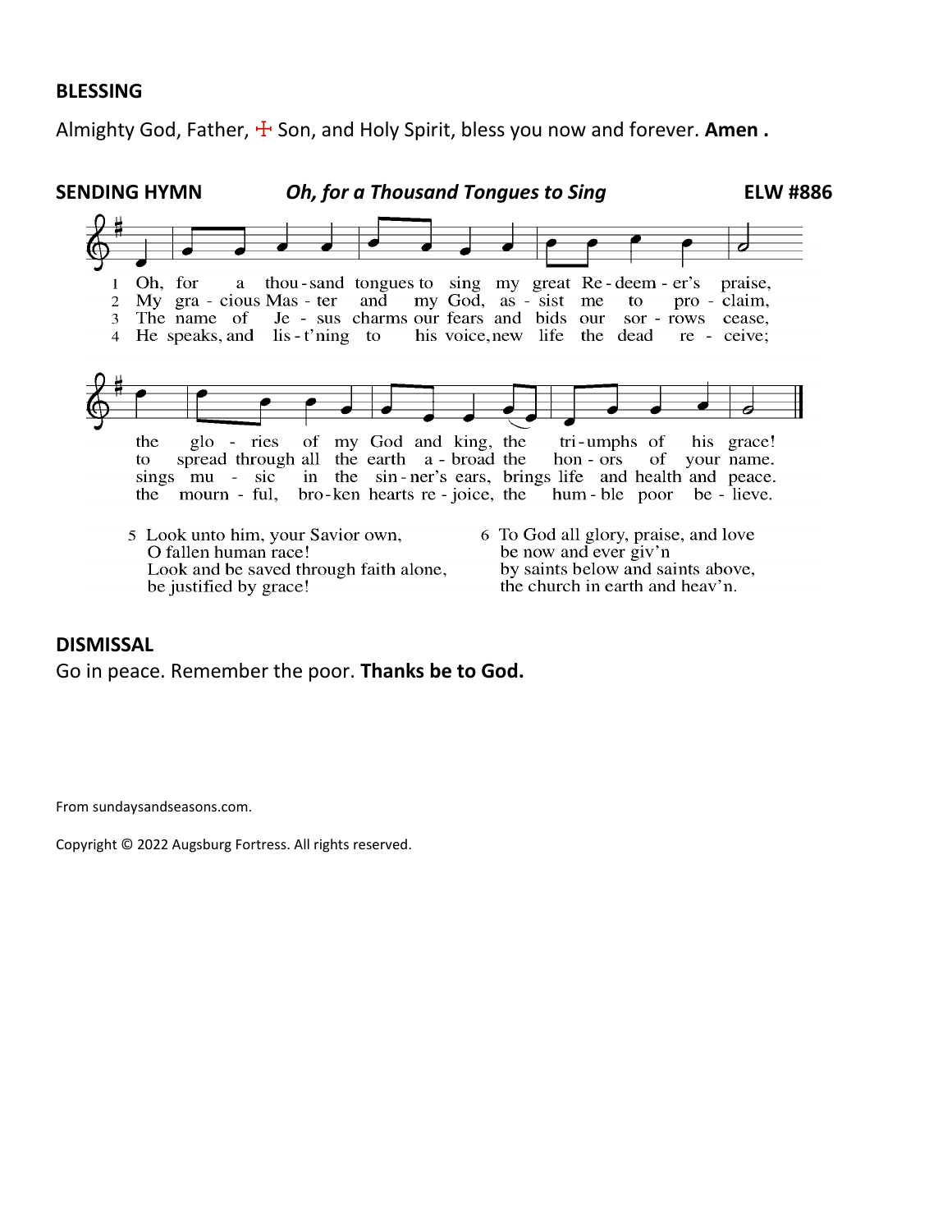**BLESSING**

Almighty God, Father, ☩ Son, and Holy Spirit, bless you now and forever. **Amen .**

**SENDING HYMN** ***Oh, for a Thousand Tongues to Sing*** **ELW #886**

1 Oh, for a thou-sand tongues to sing my great Re-deem-er's praise, the glo-ries of my God and king, the tri-umphs of his grace!

2 My gra-cious Mas-ter and my God, as-sist me to pro-claim, to spread through all the earth a-broad the hon-ors of your name.

3 The name of Je-sus charms our fears and bids our sor-rows cease, sings mu-sic in the sin-ner's ears, brings life and health and peace.

4 He speaks, and lis-t'ning to his voice, new life the dead re-ceive; the mourn-ful, bro-ken hearts re-joice, the hum-ble poor be-lieve.

5 Look unto him, your Savior own,
O fallen human race!
Look and be saved through faith alone,
be justified by grace!

6 To God all glory, praise, and love
be now and ever giv'n
by saints below and saints above,
the church in earth and heav'n.

**DISMISSAL**

Go in peace. Remember the poor. **Thanks be to God.**

From sundaysandseasons.com.

Copyright © 2022 Augsburg Fortress. All rights reserved.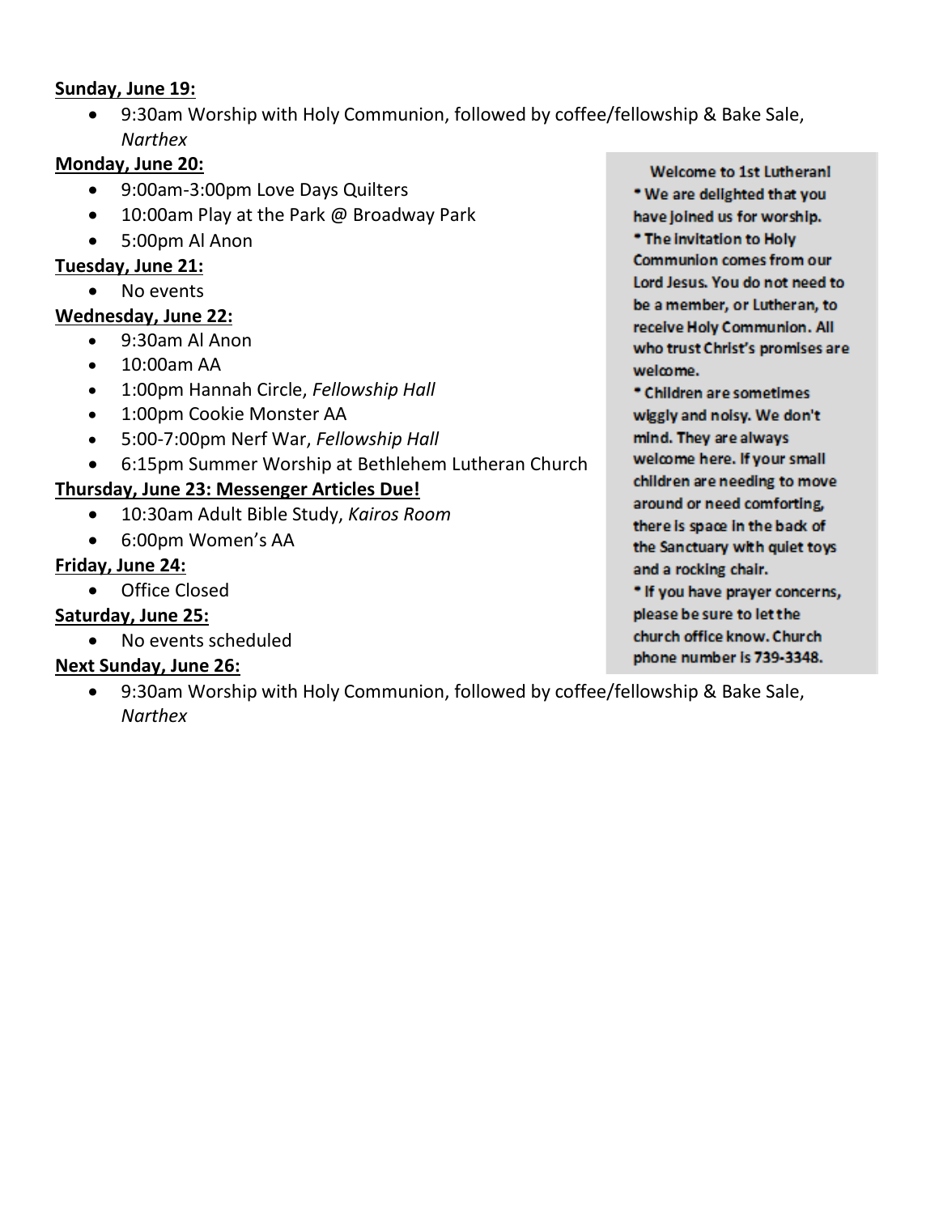**Sunday, June 19:**

- 9:30am Worship with Holy Communion, followed by coffee/fellowship & Bake Sale, *Narthex*

**Monday, June 20:**

- 9:00am-3:00pm Love Days Quilters
- 10:00am Play at the Park @ Broadway Park
- 5:00pm Al Anon

**Tuesday, June 21:**

- No events

**Wednesday, June 22:**

- 9:30am Al Anon
- 10:00am AA
- 1:00pm Hannah Circle, *Fellowship Hall*
- 1:00pm Cookie Monster AA
- 5:00-7:00pm Nerf War, *Fellowship Hall*
- 6:15pm Summer Worship at Bethlehem Lutheran Church

**Thursday, June 23: Messenger Articles Due!**

- 10:30am Adult Bible Study, *Kairos Room*
- 6:00pm Women's AA

**Friday, June 24:**

- Office Closed

**Saturday, June 25:**

- No events scheduled

**Next Sunday, June 26:**

- 9:30am Worship with Holy Communion, followed by coffee/fellowship & Bake Sale, *Narthex*

**Welcome to 1st Lutheran!**

* We are delighted that you have joined us for worship.
* The invitation to Holy Communion comes from our Lord Jesus. You do not need to be a member, or Lutheran, to receive Holy Communion. All who trust Christ's promises are welcome.
* Children are sometimes wiggly and noisy. We don't mind. They are always welcome here. If your small children are needing to move around or need comforting, there is space in the back of the Sanctuary with quiet toys and a rocking chair.
* If you have prayer concerns, please be sure to let the church office know. Church phone number is 739-3348.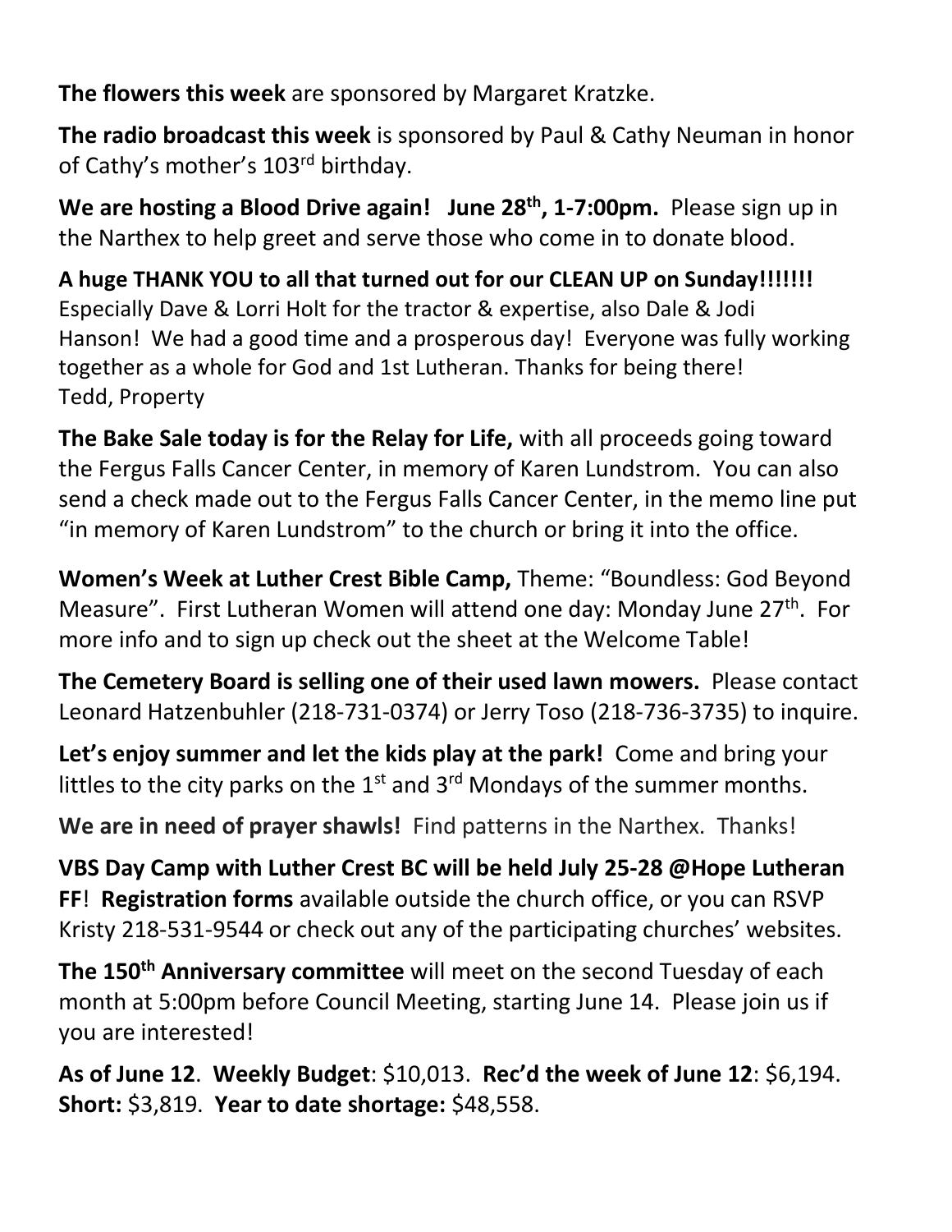**The flowers this week** are sponsored by Margaret Kratzke.

**The radio broadcast this week** is sponsored by Paul & Cathy Neuman in honor of Cathy's mother's 103rd birthday.

**We are hosting a Blood Drive again! June 28th, 1-7:00pm.** Please sign up in the Narthex to help greet and serve those who come in to donate blood.

**A huge THANK YOU to all that turned out for our CLEAN UP on Sunday!!!!!!!**
Especially Dave & Lorri Holt for the tractor & expertise, also Dale & Jodi Hanson! We had a good time and a prosperous day! Everyone was fully working together as a whole for God and 1st Lutheran. Thanks for being there!
Tedd, Property

**The Bake Sale today is for the Relay for Life,** with all proceeds going toward the Fergus Falls Cancer Center, in memory of Karen Lundstrom. You can also send a check made out to the Fergus Falls Cancer Center, in the memo line put "in memory of Karen Lundstrom" to the church or bring it into the office.

**Women's Week at Luther Crest Bible Camp,** Theme: "Boundless: God Beyond Measure". First Lutheran Women will attend one day: Monday June 27th. For more info and to sign up check out the sheet at the Welcome Table!

**The Cemetery Board is selling one of their used lawn mowers.** Please contact Leonard Hatzenbuhler (218-731-0374) or Jerry Toso (218-736-3735) to inquire.

**Let's enjoy summer and let the kids play at the park!** Come and bring your littles to the city parks on the 1st and 3rd Mondays of the summer months.

**We are in need of prayer shawls!** Find patterns in the Narthex. Thanks!

**VBS Day Camp with Luther Crest BC will be held July 25-28 @Hope Lutheran FF**! **Registration forms** available outside the church office, or you can RSVP Kristy 218-531-9544 or check out any of the participating churches' websites.

**The 150th Anniversary committee** will meet on the second Tuesday of each month at 5:00pm before Council Meeting, starting June 14. Please join us if you are interested!

**As of June 12**. **Weekly Budget**: $10,013. **Rec'd the week of June 12**: $6,194. **Short:** $3,819. **Year to date shortage:** $48,558.